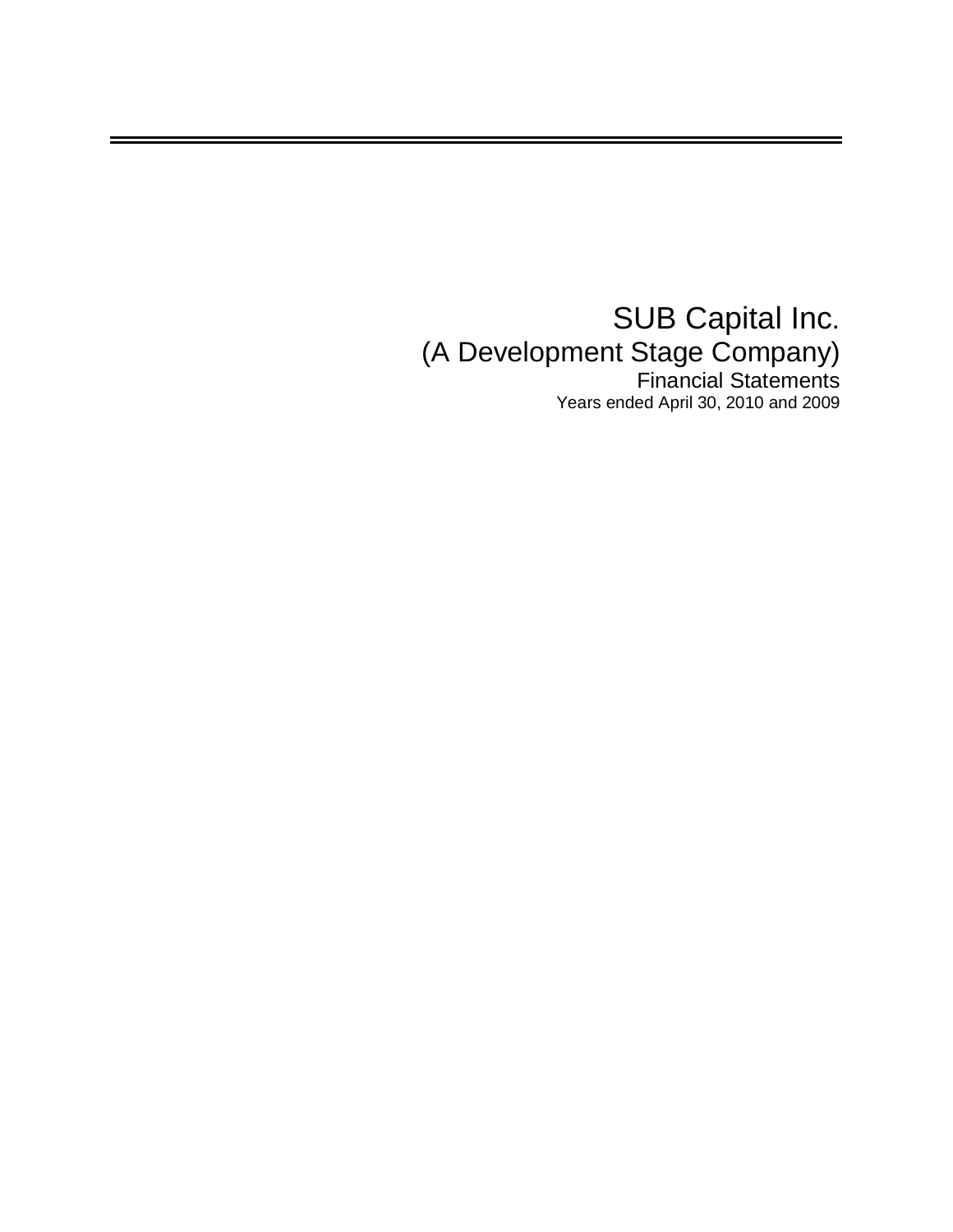# SUB Capital Inc.

## (A Development Stage Company)

### Financial Statements

Years ended April 30, 2010 and 2009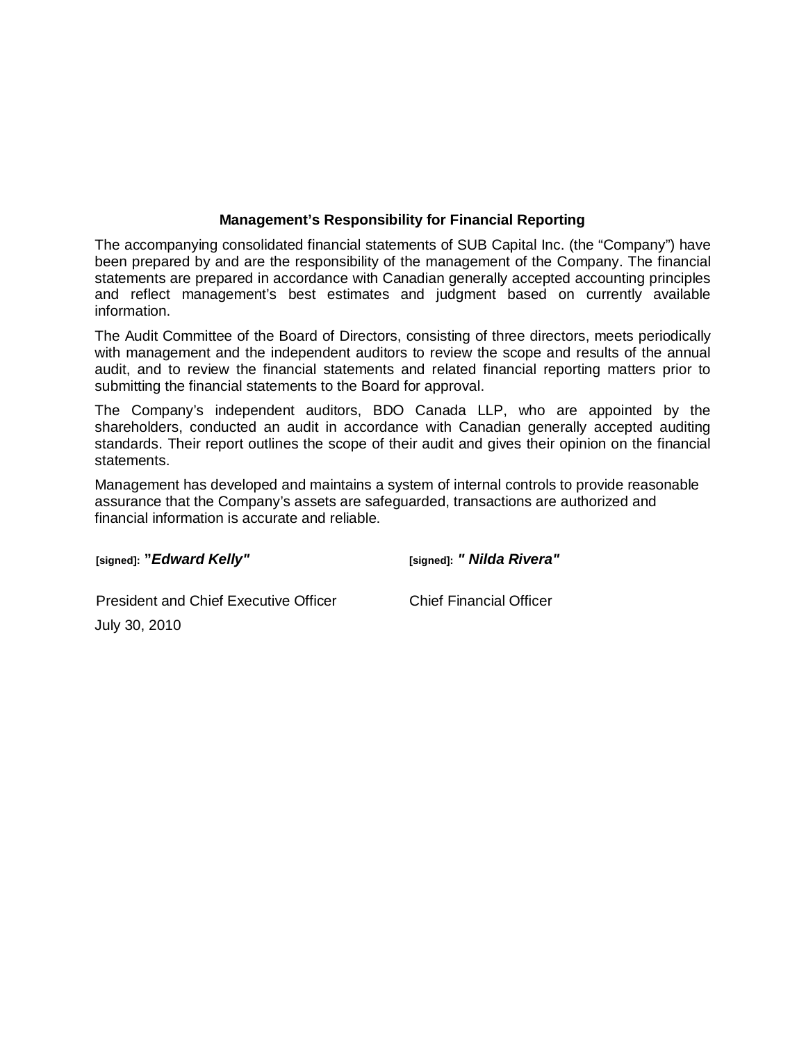## Management's Responsibility for Financial Reporting

The accompanying consolidated financial statements of SUB Capital Inc. (the "Company") have been prepared by and are the responsibility of the management of the Company. The financial statements are prepared in accordance with Canadian generally accepted accounting principles and reflect management's best estimates and judgment based on currently available information.

The Audit Committee of the Board of Directors, consisting of three directors, meets periodically with management and the independent auditors to review the scope and results of the annual audit, and to review the financial statements and related financial reporting matters prior to submitting the financial statements to the Board for approval.

The Company's independent auditors, BDO Canada LLP, who are appointed by the shareholders, conducted an audit in accordance with Canadian generally accepted auditing standards. Their report outlines the scope of their audit and gives their opinion on the financial statements.

Management has developed and maintains a system of internal controls to provide reasonable assurance that the Company's assets are safeguarded, transactions are authorized and financial information is accurate and reliable.

[signed]: ***"Edward Kelly"***

President and Chief Executive Officer

[signed]: ***" Nilda Rivera"***

Chief Financial Officer

July 30, 2010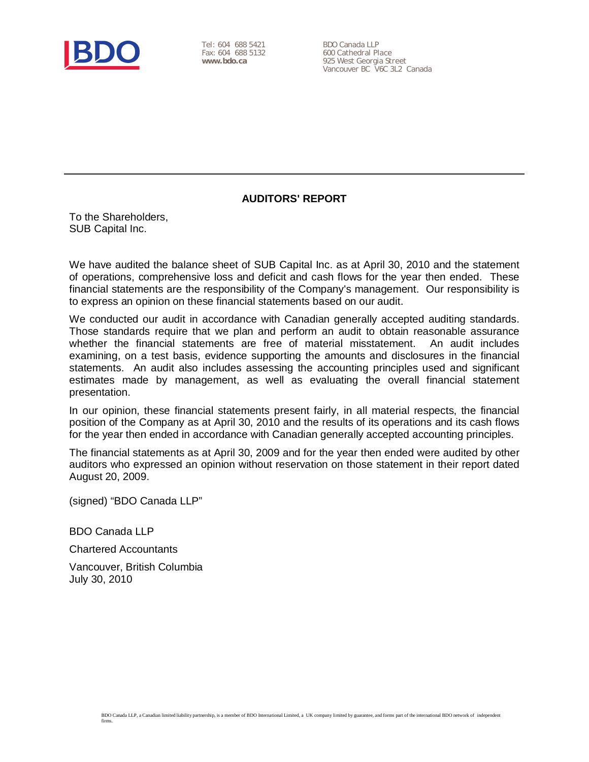Tel: 604 688 5421
Fax: 604 688 5132
**www.bdo.ca**

BDO Canada LLP
600 Cathedral Place
925 West Georgia Street
Vancouver BC V6C 3L2 Canada

---

## AUDITORS' REPORT

To the Shareholders,
SUB Capital Inc.

We have audited the balance sheet of SUB Capital Inc. as at April 30, 2010 and the statement of operations, comprehensive loss and deficit and cash flows for the year then ended. These financial statements are the responsibility of the Company's management. Our responsibility is to express an opinion on these financial statements based on our audit.

We conducted our audit in accordance with Canadian generally accepted auditing standards. Those standards require that we plan and perform an audit to obtain reasonable assurance whether the financial statements are free of material misstatement. An audit includes examining, on a test basis, evidence supporting the amounts and disclosures in the financial statements. An audit also includes assessing the accounting principles used and significant estimates made by management, as well as evaluating the overall financial statement presentation.

In our opinion, these financial statements present fairly, in all material respects, the financial position of the Company as at April 30, 2010 and the results of its operations and its cash flows for the year then ended in accordance with Canadian generally accepted accounting principles.

The financial statements as at April 30, 2009 and for the year then ended were audited by other auditors who expressed an opinion without reservation on those statement in their report dated August 20, 2009.

(signed) "BDO Canada LLP"

BDO Canada LLP

Chartered Accountants

Vancouver, British Columbia
July 30, 2010

BDO Canada LLP, a Canadian limited liability partnership, is a member of BDO International Limited, a UK company limited by guarantee, and forms part of the international BDO network of independent firms.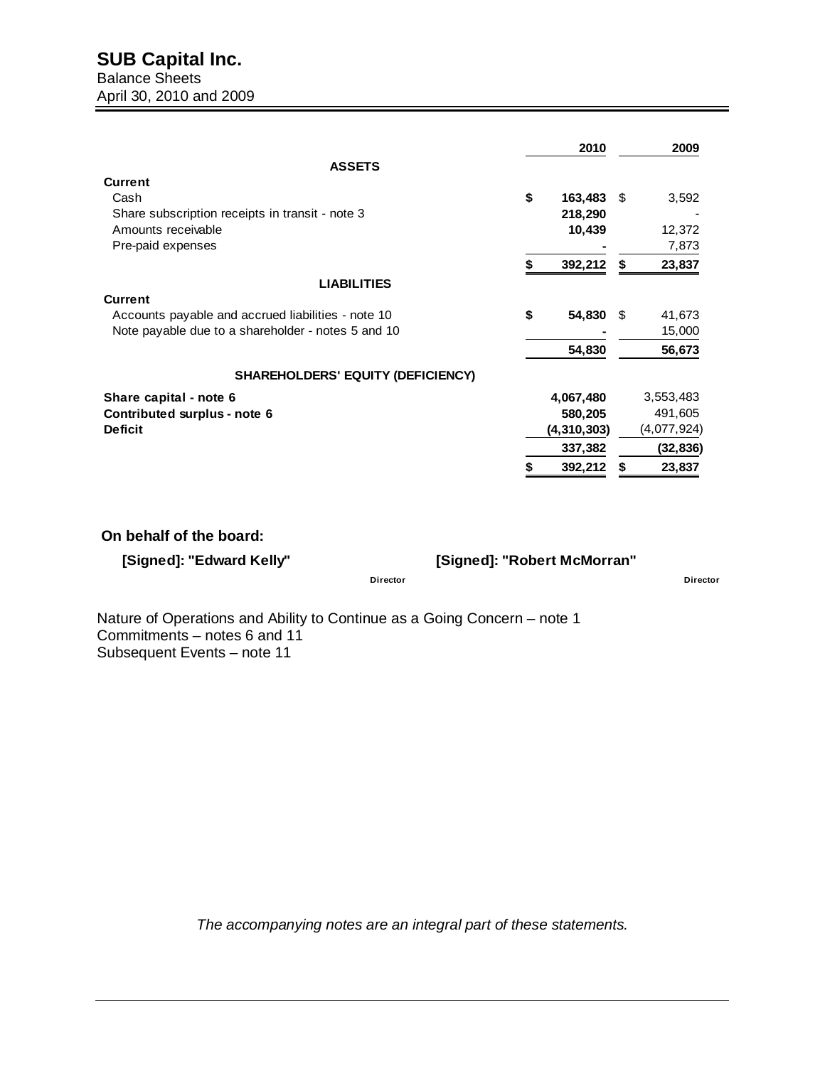# SUB Capital Inc.

Balance Sheets
April 30, 2010 and 2009

| | 2010 | 2009 |
|---|---|---|
| **ASSETS** | | |
| **Current** | | |
| Cash | $ 163,483 | $ 3,592 |
| Share subscription receipts in transit - note 3 | 218,290 | - |
| Amounts receivable | 10,439 | 12,372 |
| Pre-paid expenses | - | 7,873 |
| | $ 392,212 | $ 23,837 |
| **LIABILITIES** | | |
| **Current** | | |
| Accounts payable and accrued liabilities - note 10 | $ 54,830 | $ 41,673 |
| Note payable due to a shareholder - notes 5 and 10 | - | 15,000 |
| | 54,830 | 56,673 |
| **SHAREHOLDERS' EQUITY (DEFICIENCY)** | | |
| **Share capital - note 6** | 4,067,480 | 3,553,483 |
| **Contributed surplus - note 6** | 580,205 | 491,605 |
| **Deficit** | (4,310,303) | (4,077,924) |
| | 337,382 | (32,836) |
| | $ 392,212 | $ 23,837 |

**On behalf of the board:**

**[Signed]: "Edward Kelly"** Director

**[Signed]: "Robert McMorran"** Director

Nature of Operations and Ability to Continue as a Going Concern – note 1
Commitments – notes 6 and 11
Subsequent Events – note 11

*The accompanying notes are an integral part of these statements.*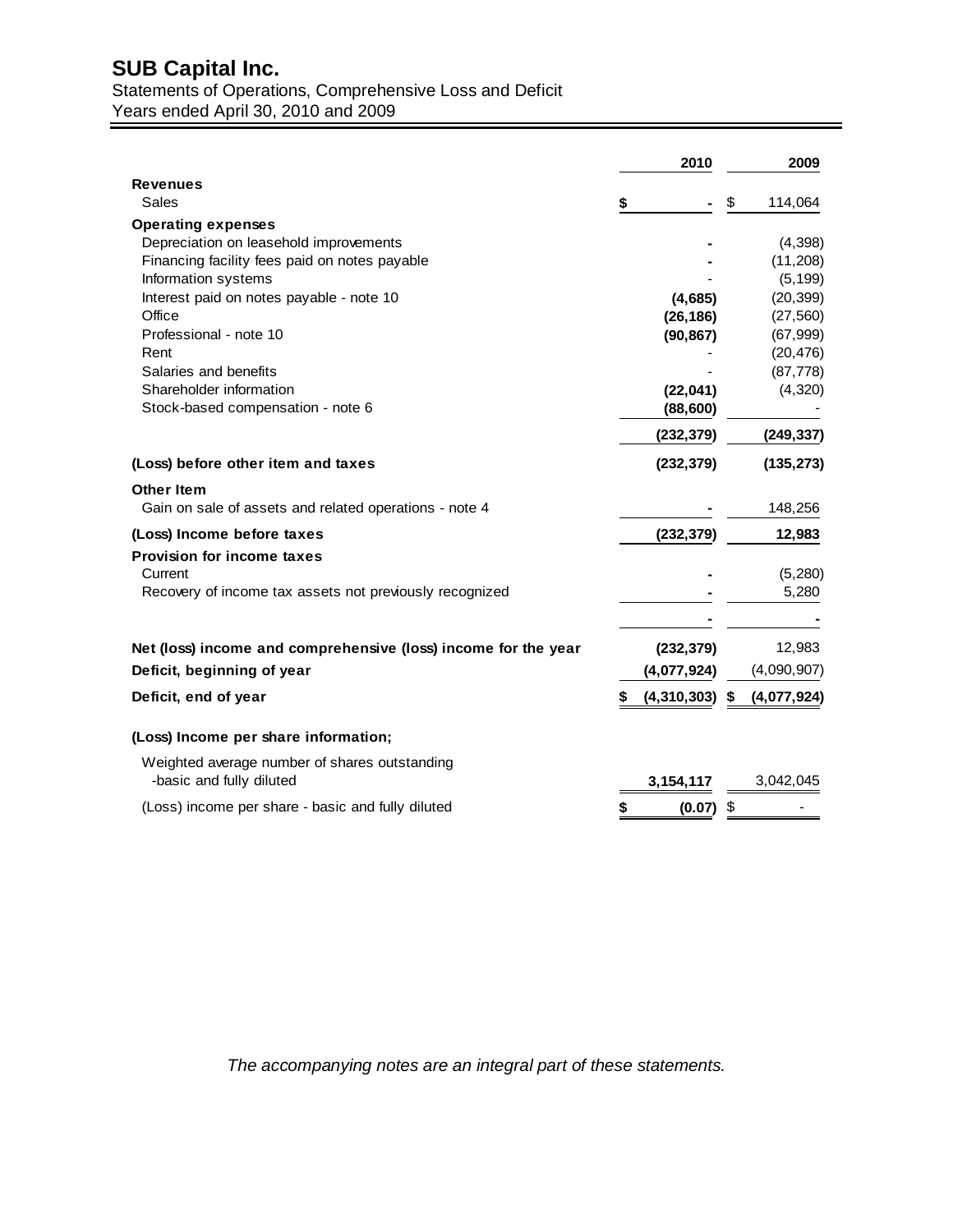# SUB Capital Inc.

Statements of Operations, Comprehensive Loss and Deficit
Years ended April 30, 2010 and 2009

| | 2010 | 2009 |
|---|---|---|
| **Revenues** | | |
| Sales | **$ -** | $ 114,064 |
| **Operating expenses** | | |
| Depreciation on leasehold improvements | **-** | (4,398) |
| Financing facility fees paid on notes payable | **-** | (11,208) |
| Information systems | - | (5,199) |
| Interest paid on notes payable - note 10 | **(4,685)** | (20,399) |
| Office | **(26,186)** | (27,560) |
| Professional - note 10 | **(90,867)** | (67,999) |
| Rent | - | (20,476) |
| Salaries and benefits | - | (87,778) |
| Shareholder information | **(22,041)** | (4,320) |
| Stock-based compensation - note 6 | **(88,600)** | - |
| | **(232,379)** | **(249,337)** |
| **(Loss) before other item and taxes** | **(232,379)** | **(135,273)** |
| **Other Item** | | |
| Gain on sale of assets and related operations - note 4 | **-** | 148,256 |
| **(Loss) Income before taxes** | **(232,379)** | **12,983** |
| **Provision for income taxes** | | |
| Current | **-** | (5,280) |
| Recovery of income tax assets not previously recognized | **-** | 5,280 |
| | **-** | **-** |
| **Net (loss) income and comprehensive (loss) income for the year** | **(232,379)** | 12,983 |
| **Deficit, beginning of year** | **(4,077,924)** | (4,090,907) |
| **Deficit, end of year** | **$ (4,310,303)** | **$ (4,077,924)** |
| **(Loss) Income per share information;** | | |
| Weighted average number of shares outstanding -basic and fully diluted | **3,154,117** | 3,042,045 |
| (Loss) income per share - basic and fully diluted | **$ (0.07)** | $ - |

*The accompanying notes are an integral part of these statements.*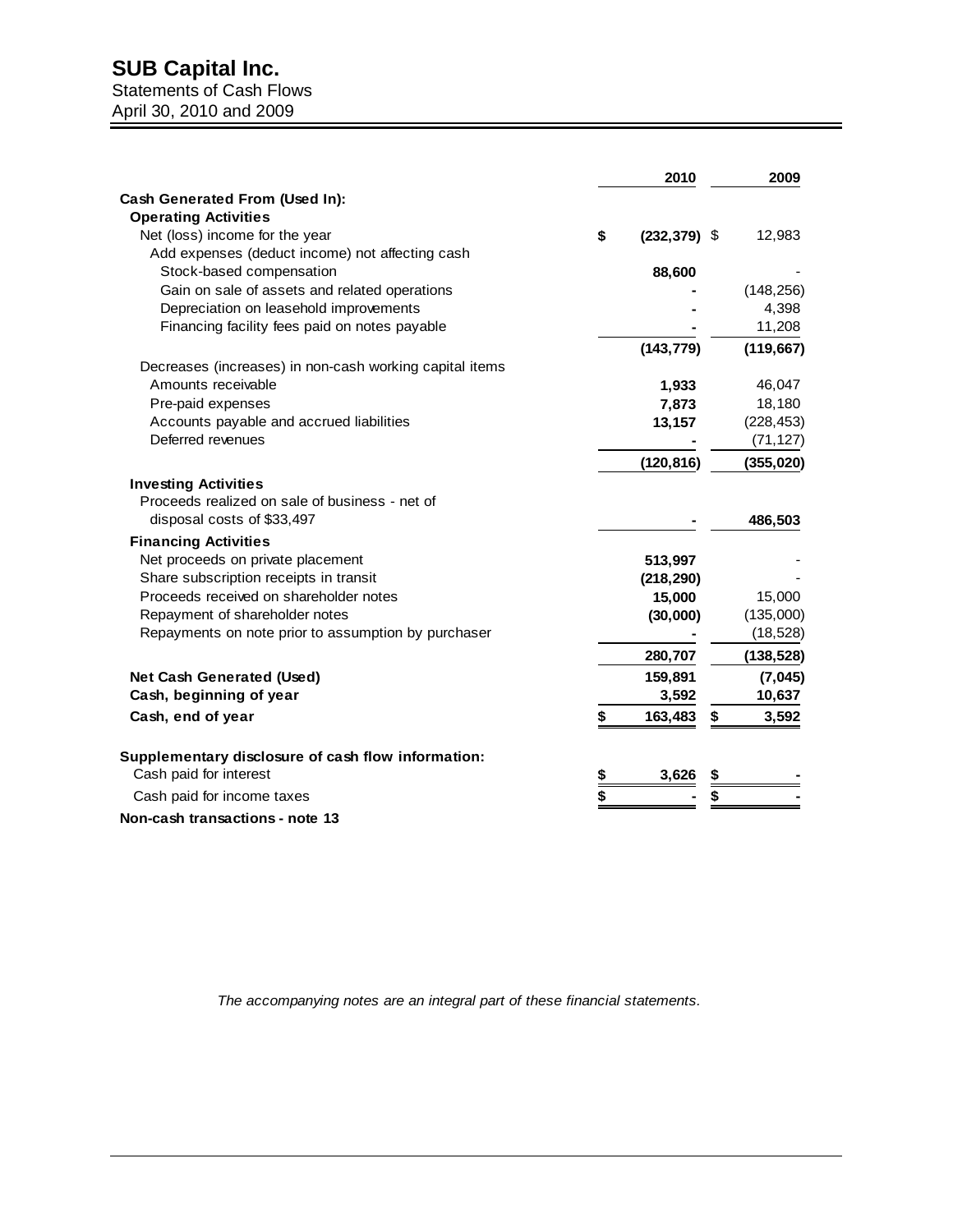# SUB Capital Inc.

Statements of Cash Flows
April 30, 2010 and 2009

| | 2010 | 2009 |
|---|---|---|
| **Cash Generated From (Used In):** | | |
| **Operating Activities** | | |
| Net (loss) income for the year | $ **(232,379)** | $ 12,983 |
| Add expenses (deduct income) not affecting cash | | |
| Stock-based compensation | **88,600** | - |
| Gain on sale of assets and related operations | **-** | (148,256) |
| Depreciation on leasehold improvements | **-** | 4,398 |
| Financing facility fees paid on notes payable | **-** | 11,208 |
| | **(143,779)** | **(119,667)** |
| Decreases (increases) in non-cash working capital items | | |
| Amounts receivable | **1,933** | 46,047 |
| Pre-paid expenses | **7,873** | 18,180 |
| Accounts payable and accrued liabilities | **13,157** | (228,453) |
| Deferred revenues | **-** | (71,127) |
| | **(120,816)** | **(355,020)** |
| **Investing Activities** | | |
| Proceeds realized on sale of business - net of disposal costs of $33,497 | **-** | **486,503** |
| **Financing Activities** | | |
| Net proceeds on private placement | **513,997** | - |
| Share subscription receipts in transit | **(218,290)** | - |
| Proceeds received on shareholder notes | **15,000** | 15,000 |
| Repayment of shareholder notes | **(30,000)** | (135,000) |
| Repayments on note prior to assumption by purchaser | **-** | (18,528) |
| | **280,707** | **(138,528)** |
| **Net Cash Generated (Used)** | **159,891** | **(7,045)** |
| **Cash, beginning of year** | **3,592** | **10,637** |
| **Cash, end of year** | **$ 163,483** | **$ 3,592** |
| | | |
| **Supplementary disclosure of cash flow information:** | | |
| Cash paid for interest | **$ 3,626** | **$ -** |
| Cash paid for income taxes | **$ -** | **$ -** |

**Non-cash transactions - note 13**

*The accompanying notes are an integral part of these financial statements.*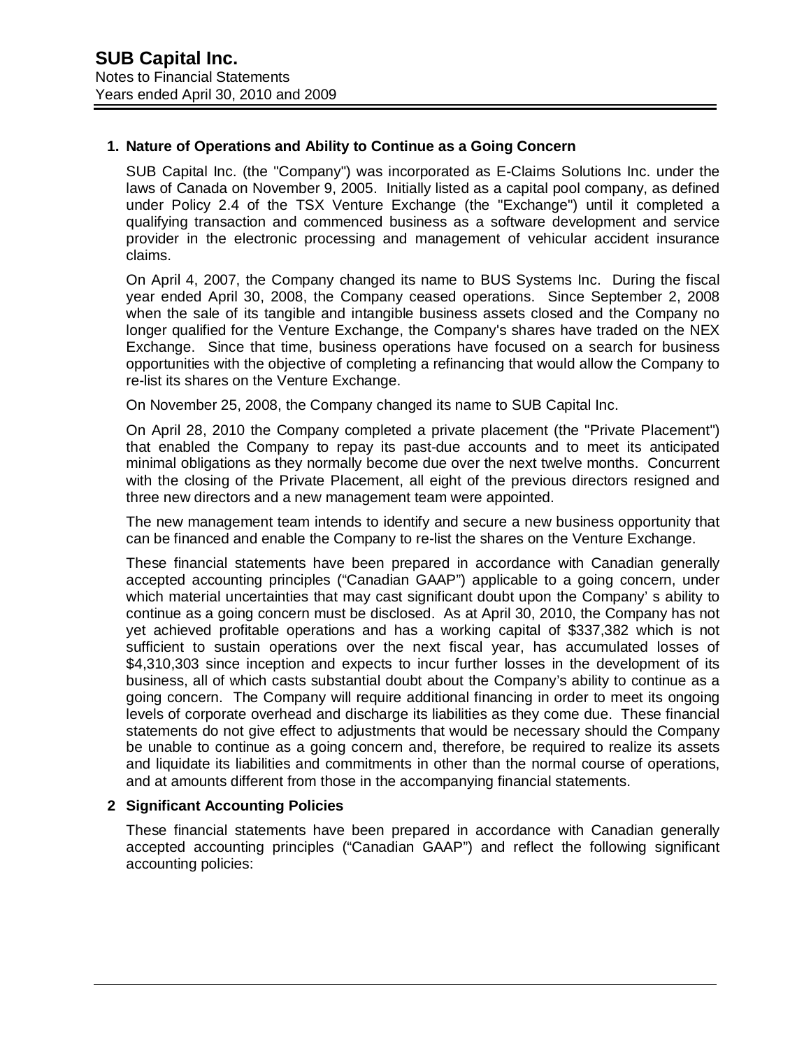## 1. Nature of Operations and Ability to Continue as a Going Concern

SUB Capital Inc. (the "Company") was incorporated as E-Claims Solutions Inc. under the laws of Canada on November 9, 2005. Initially listed as a capital pool company, as defined under Policy 2.4 of the TSX Venture Exchange (the "Exchange") until it completed a qualifying transaction and commenced business as a software development and service provider in the electronic processing and management of vehicular accident insurance claims.

On April 4, 2007, the Company changed its name to BUS Systems Inc. During the fiscal year ended April 30, 2008, the Company ceased operations. Since September 2, 2008 when the sale of its tangible and intangible business assets closed and the Company no longer qualified for the Venture Exchange, the Company's shares have traded on the NEX Exchange. Since that time, business operations have focused on a search for business opportunities with the objective of completing a refinancing that would allow the Company to re-list its shares on the Venture Exchange.

On November 25, 2008, the Company changed its name to SUB Capital Inc.

On April 28, 2010 the Company completed a private placement (the "Private Placement") that enabled the Company to repay its past-due accounts and to meet its anticipated minimal obligations as they normally become due over the next twelve months. Concurrent with the closing of the Private Placement, all eight of the previous directors resigned and three new directors and a new management team were appointed.

The new management team intends to identify and secure a new business opportunity that can be financed and enable the Company to re-list the shares on the Venture Exchange.

These financial statements have been prepared in accordance with Canadian generally accepted accounting principles ("Canadian GAAP") applicable to a going concern, under which material uncertainties that may cast significant doubt upon the Company' s ability to continue as a going concern must be disclosed. As at April 30, 2010, the Company has not yet achieved profitable operations and has a working capital of $337,382 which is not sufficient to sustain operations over the next fiscal year, has accumulated losses of $4,310,303 since inception and expects to incur further losses in the development of its business, all of which casts substantial doubt about the Company's ability to continue as a going concern. The Company will require additional financing in order to meet its ongoing levels of corporate overhead and discharge its liabilities as they come due. These financial statements do not give effect to adjustments that would be necessary should the Company be unable to continue as a going concern and, therefore, be required to realize its assets and liquidate its liabilities and commitments in other than the normal course of operations, and at amounts different from those in the accompanying financial statements.

## 2 Significant Accounting Policies

These financial statements have been prepared in accordance with Canadian generally accepted accounting principles ("Canadian GAAP") and reflect the following significant accounting policies: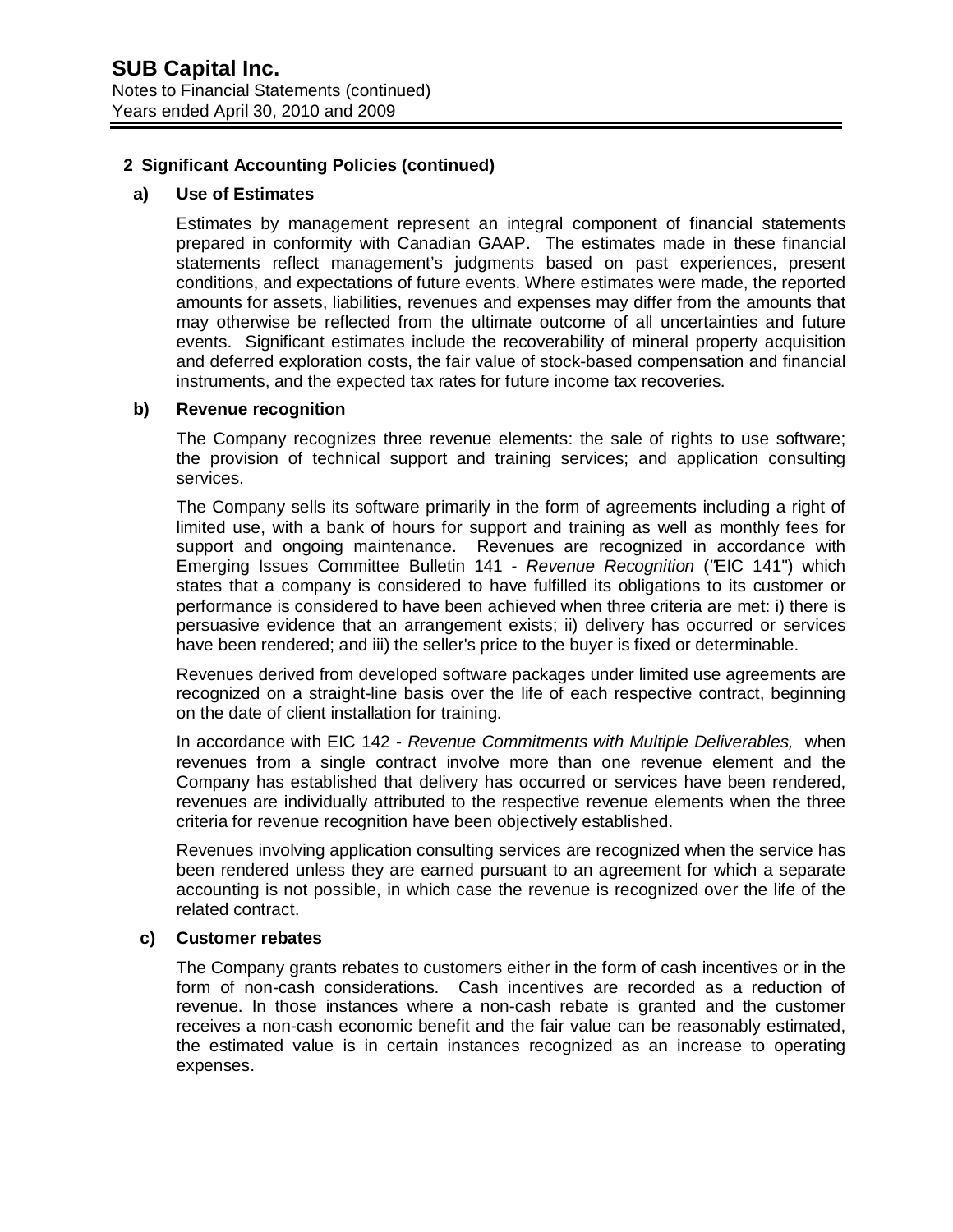## 2 Significant Accounting Policies (continued)

### a) Use of Estimates

Estimates by management represent an integral component of financial statements prepared in conformity with Canadian GAAP. The estimates made in these financial statements reflect management's judgments based on past experiences, present conditions, and expectations of future events. Where estimates were made, the reported amounts for assets, liabilities, revenues and expenses may differ from the amounts that may otherwise be reflected from the ultimate outcome of all uncertainties and future events. Significant estimates include the recoverability of mineral property acquisition and deferred exploration costs, the fair value of stock-based compensation and financial instruments, and the expected tax rates for future income tax recoveries.

### b) Revenue recognition

The Company recognizes three revenue elements: the sale of rights to use software; the provision of technical support and training services; and application consulting services.

The Company sells its software primarily in the form of agreements including a right of limited use, with a bank of hours for support and training as well as monthly fees for support and ongoing maintenance. Revenues are recognized in accordance with Emerging Issues Committee Bulletin 141 - *Revenue Recognition* ("EIC 141") which states that a company is considered to have fulfilled its obligations to its customer or performance is considered to have been achieved when three criteria are met: i) there is persuasive evidence that an arrangement exists; ii) delivery has occurred or services have been rendered; and iii) the seller's price to the buyer is fixed or determinable.

Revenues derived from developed software packages under limited use agreements are recognized on a straight-line basis over the life of each respective contract, beginning on the date of client installation for training.

In accordance with EIC 142 - *Revenue Commitments with Multiple Deliverables,* when revenues from a single contract involve more than one revenue element and the Company has established that delivery has occurred or services have been rendered, revenues are individually attributed to the respective revenue elements when the three criteria for revenue recognition have been objectively established.

Revenues involving application consulting services are recognized when the service has been rendered unless they are earned pursuant to an agreement for which a separate accounting is not possible, in which case the revenue is recognized over the life of the related contract.

### c) Customer rebates

The Company grants rebates to customers either in the form of cash incentives or in the form of non-cash considerations. Cash incentives are recorded as a reduction of revenue. In those instances where a non-cash rebate is granted and the customer receives a non-cash economic benefit and the fair value can be reasonably estimated, the estimated value is in certain instances recognized as an increase to operating expenses.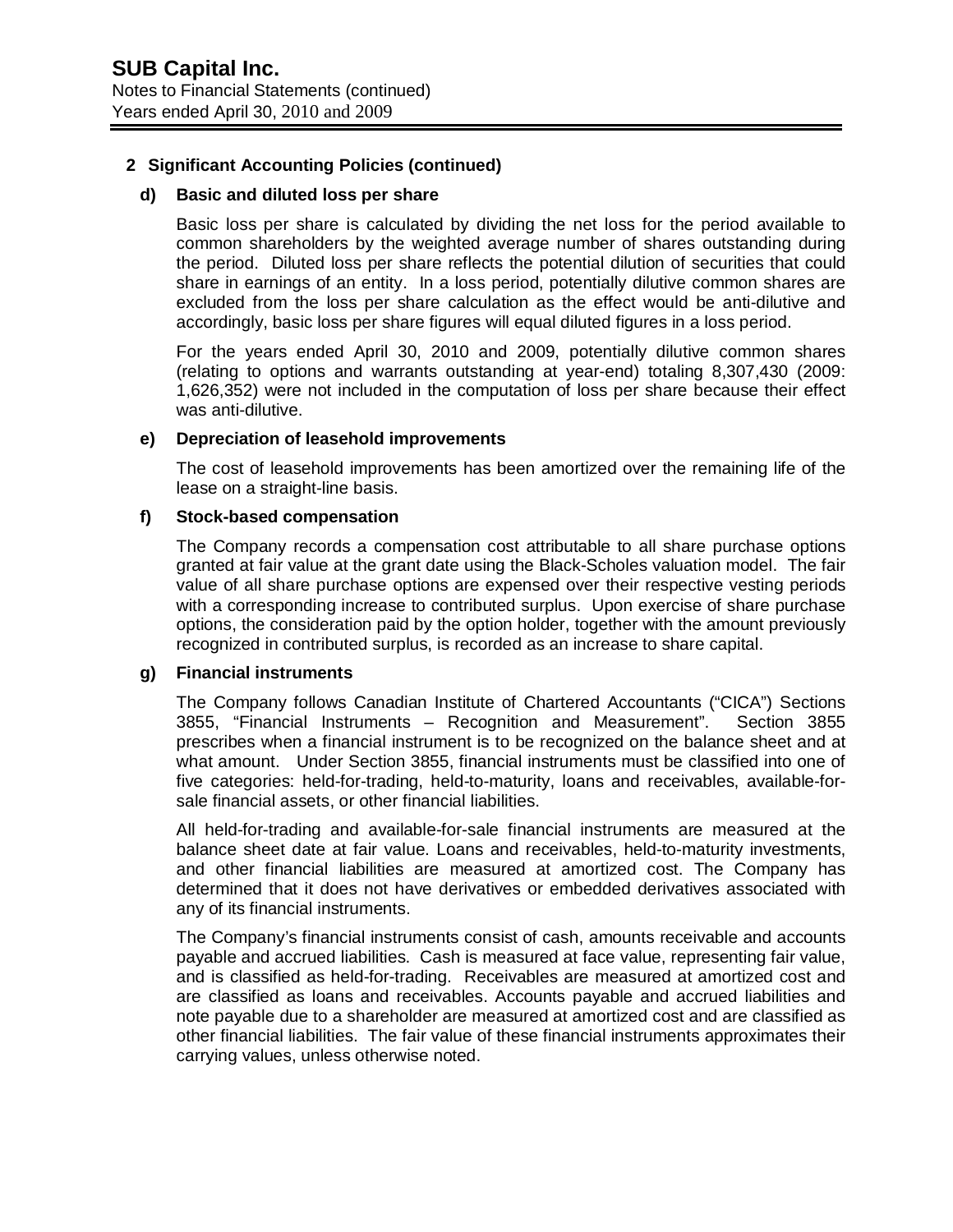## 2 Significant Accounting Policies (continued)

### d) Basic and diluted loss per share

Basic loss per share is calculated by dividing the net loss for the period available to common shareholders by the weighted average number of shares outstanding during the period. Diluted loss per share reflects the potential dilution of securities that could share in earnings of an entity. In a loss period, potentially dilutive common shares are excluded from the loss per share calculation as the effect would be anti-dilutive and accordingly, basic loss per share figures will equal diluted figures in a loss period.

For the years ended April 30, 2010 and 2009, potentially dilutive common shares (relating to options and warrants outstanding at year-end) totaling 8,307,430 (2009: 1,626,352) were not included in the computation of loss per share because their effect was anti-dilutive.

### e) Depreciation of leasehold improvements

The cost of leasehold improvements has been amortized over the remaining life of the lease on a straight-line basis.

### f) Stock-based compensation

The Company records a compensation cost attributable to all share purchase options granted at fair value at the grant date using the Black-Scholes valuation model. The fair value of all share purchase options are expensed over their respective vesting periods with a corresponding increase to contributed surplus. Upon exercise of share purchase options, the consideration paid by the option holder, together with the amount previously recognized in contributed surplus, is recorded as an increase to share capital.

### g) Financial instruments

The Company follows Canadian Institute of Chartered Accountants ("CICA") Sections 3855, "Financial Instruments – Recognition and Measurement". Section 3855 prescribes when a financial instrument is to be recognized on the balance sheet and at what amount. Under Section 3855, financial instruments must be classified into one of five categories: held-for-trading, held-to-maturity, loans and receivables, available-for-sale financial assets, or other financial liabilities.

All held-for-trading and available-for-sale financial instruments are measured at the balance sheet date at fair value. Loans and receivables, held-to-maturity investments, and other financial liabilities are measured at amortized cost. The Company has determined that it does not have derivatives or embedded derivatives associated with any of its financial instruments.

The Company's financial instruments consist of cash, amounts receivable and accounts payable and accrued liabilities. Cash is measured at face value, representing fair value, and is classified as held-for-trading. Receivables are measured at amortized cost and are classified as loans and receivables. Accounts payable and accrued liabilities and note payable due to a shareholder are measured at amortized cost and are classified as other financial liabilities. The fair value of these financial instruments approximates their carrying values, unless otherwise noted.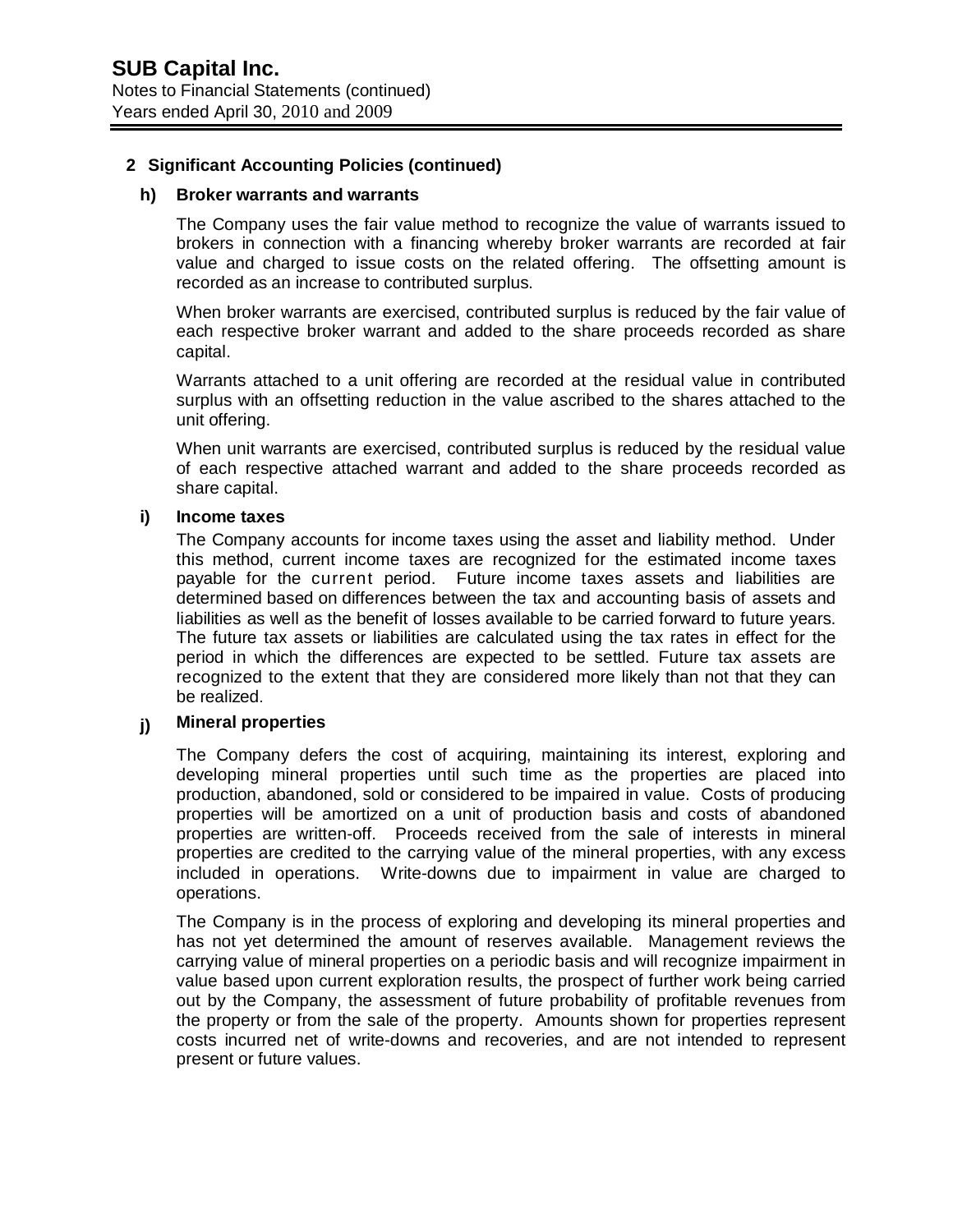# SUB Capital Inc.

Notes to Financial Statements (continued)
Years ended April 30, 2010 and 2009

## 2 Significant Accounting Policies (continued)

### h) Broker warrants and warrants

The Company uses the fair value method to recognize the value of warrants issued to brokers in connection with a financing whereby broker warrants are recorded at fair value and charged to issue costs on the related offering. The offsetting amount is recorded as an increase to contributed surplus.

When broker warrants are exercised, contributed surplus is reduced by the fair value of each respective broker warrant and added to the share proceeds recorded as share capital.

Warrants attached to a unit offering are recorded at the residual value in contributed surplus with an offsetting reduction in the value ascribed to the shares attached to the unit offering.

When unit warrants are exercised, contributed surplus is reduced by the residual value of each respective attached warrant and added to the share proceeds recorded as share capital.

### i) Income taxes

The Company accounts for income taxes using the asset and liability method. Under this method, current income taxes are recognized for the estimated income taxes payable for the current period. Future income taxes assets and liabilities are determined based on differences between the tax and accounting basis of assets and liabilities as well as the benefit of losses available to be carried forward to future years. The future tax assets or liabilities are calculated using the tax rates in effect for the period in which the differences are expected to be settled. Future tax assets are recognized to the extent that they are considered more likely than not that they can be realized.

### j) Mineral properties

The Company defers the cost of acquiring, maintaining its interest, exploring and developing mineral properties until such time as the properties are placed into production, abandoned, sold or considered to be impaired in value. Costs of producing properties will be amortized on a unit of production basis and costs of abandoned properties are written-off. Proceeds received from the sale of interests in mineral properties are credited to the carrying value of the mineral properties, with any excess included in operations. Write-downs due to impairment in value are charged to operations.

The Company is in the process of exploring and developing its mineral properties and has not yet determined the amount of reserves available. Management reviews the carrying value of mineral properties on a periodic basis and will recognize impairment in value based upon current exploration results, the prospect of further work being carried out by the Company, the assessment of future probability of profitable revenues from the property or from the sale of the property. Amounts shown for properties represent costs incurred net of write-downs and recoveries, and are not intended to represent present or future values.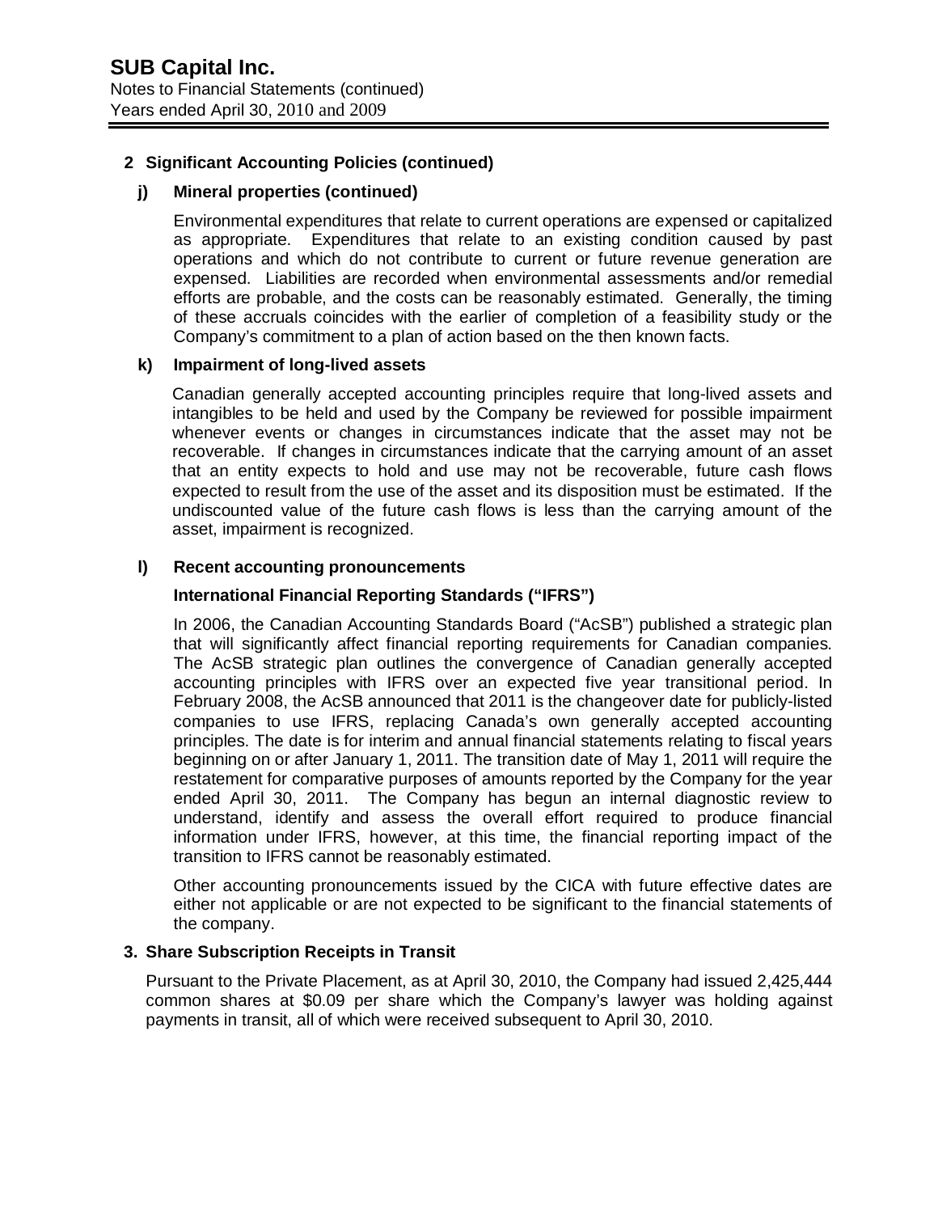## 2 Significant Accounting Policies (continued)

### j) Mineral properties (continued)

Environmental expenditures that relate to current operations are expensed or capitalized as appropriate. Expenditures that relate to an existing condition caused by past operations and which do not contribute to current or future revenue generation are expensed. Liabilities are recorded when environmental assessments and/or remedial efforts are probable, and the costs can be reasonably estimated. Generally, the timing of these accruals coincides with the earlier of completion of a feasibility study or the Company's commitment to a plan of action based on the then known facts.

### k) Impairment of long-lived assets

Canadian generally accepted accounting principles require that long-lived assets and intangibles to be held and used by the Company be reviewed for possible impairment whenever events or changes in circumstances indicate that the asset may not be recoverable. If changes in circumstances indicate that the carrying amount of an asset that an entity expects to hold and use may not be recoverable, future cash flows expected to result from the use of the asset and its disposition must be estimated. If the undiscounted value of the future cash flows is less than the carrying amount of the asset, impairment is recognized.

### l) Recent accounting pronouncements

**International Financial Reporting Standards ("IFRS")**

In 2006, the Canadian Accounting Standards Board ("AcSB") published a strategic plan that will significantly affect financial reporting requirements for Canadian companies. The AcSB strategic plan outlines the convergence of Canadian generally accepted accounting principles with IFRS over an expected five year transitional period. In February 2008, the AcSB announced that 2011 is the changeover date for publicly-listed companies to use IFRS, replacing Canada's own generally accepted accounting principles. The date is for interim and annual financial statements relating to fiscal years beginning on or after January 1, 2011. The transition date of May 1, 2011 will require the restatement for comparative purposes of amounts reported by the Company for the year ended April 30, 2011. The Company has begun an internal diagnostic review to understand, identify and assess the overall effort required to produce financial information under IFRS, however, at this time, the financial reporting impact of the transition to IFRS cannot be reasonably estimated.

Other accounting pronouncements issued by the CICA with future effective dates are either not applicable or are not expected to be significant to the financial statements of the company.

## 3. Share Subscription Receipts in Transit

Pursuant to the Private Placement, as at April 30, 2010, the Company had issued 2,425,444 common shares at $0.09 per share which the Company's lawyer was holding against payments in transit, all of which were received subsequent to April 30, 2010.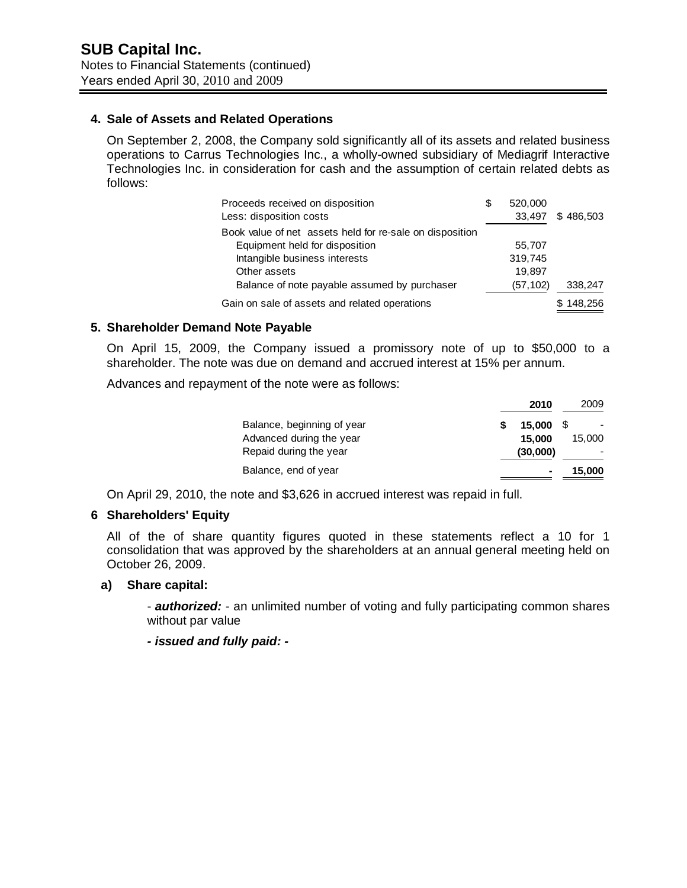## SUB Capital Inc.

Notes to Financial Statements (continued)
Years ended April 30, 2010 and 2009

### 4. Sale of Assets and Related Operations

On September 2, 2008, the Company sold significantly all of its assets and related business operations to Carrus Technologies Inc., a wholly-owned subsidiary of Mediagrif Interactive Technologies Inc. in consideration for cash and the assumption of certain related debts as follows:

| | | |
|---|---|---|
| Proceeds received on disposition | $ 520,000 | |
| Less: disposition costs | 33,497 | $ 486,503 |
| Book value of net assets held for re-sale on disposition | | |
| Equipment held for disposition | 55,707 | |
| Intangible business interests | 319,745 | |
| Other assets | 19,897 | |
| Balance of note payable assumed by purchaser | (57,102) | 338,247 |
| Gain on sale of assets and related operations | | $ 148,256 |

### 5. Shareholder Demand Note Payable

On April 15, 2009, the Company issued a promissory note of up to $50,000 to a shareholder. The note was due on demand and accrued interest at 15% per annum.

Advances and repayment of the note were as follows:

| | **2010** | 2009 |
|---|---|---|
| Balance, beginning of year | **$ 15,000** | $ - |
| Advanced during the year | **15,000** | 15,000 |
| Repaid during the year | **(30,000)** | - |
| Balance, end of year | **-** | **15,000** |

On April 29, 2010, the note and $3,626 in accrued interest was repaid in full.

### 6 Shareholders' Equity

All of the of share quantity figures quoted in these statements reflect a 10 for 1 consolidation that was approved by the shareholders at an annual general meeting held on October 26, 2009.

#### a) Share capital:

- ***authorized:*** - an unlimited number of voting and fully participating common shares without par value

***- issued and fully paid: -***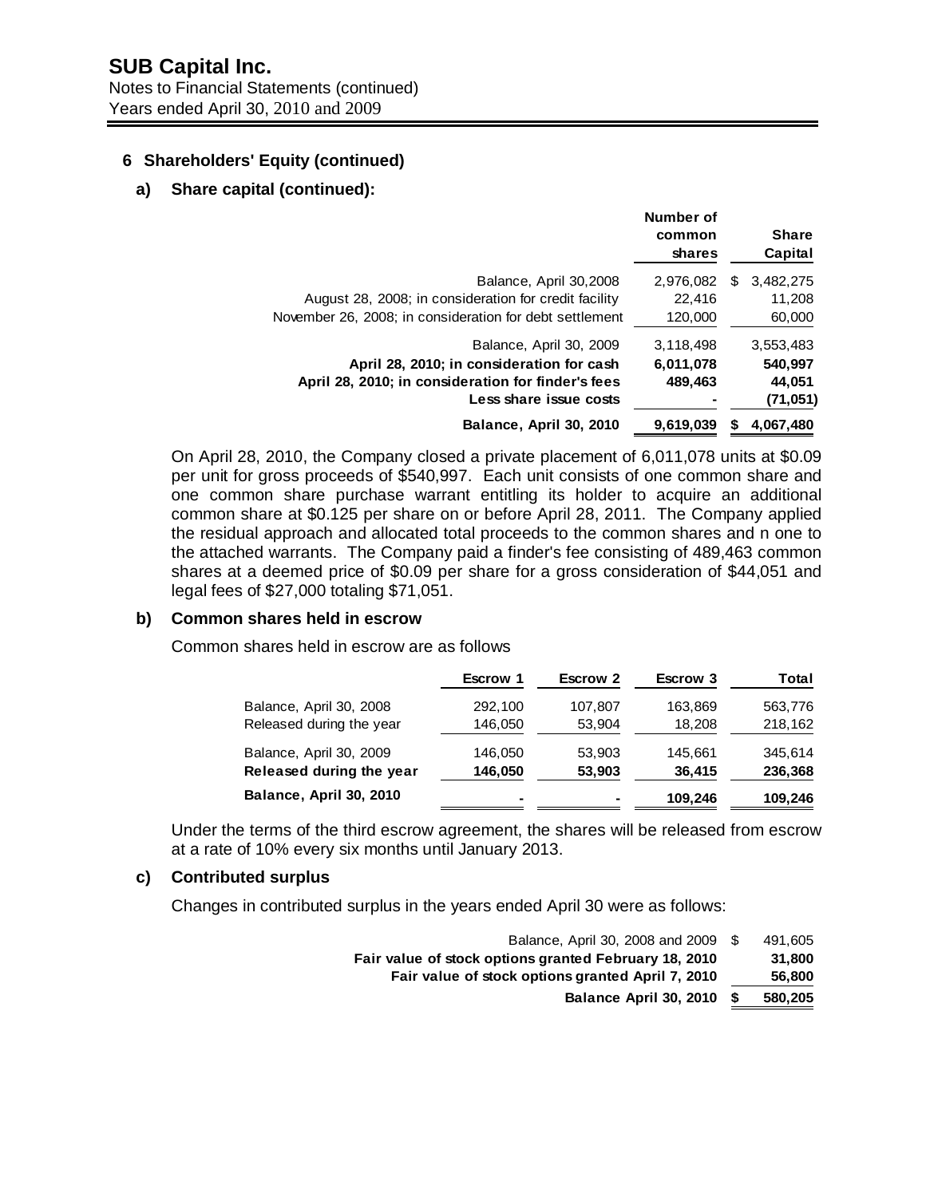## 6 Shareholders' Equity (continued)

### a) Share capital (continued):

| | Number of common shares | Share Capital |
|---|---|---|
| Balance, April 30,2008 | 2,976,082 | $ 3,482,275 |
| August 28, 2008; in consideration for credit facility | 22,416 | 11,208 |
| November 26, 2008; in consideration for debt settlement | 120,000 | 60,000 |
| Balance, April 30, 2009 | 3,118,498 | 3,553,483 |
| **April 28, 2010; in consideration for cash** | **6,011,078** | **540,997** |
| **April 28, 2010; in consideration for finder's fees** | **489,463** | **44,051** |
| **Less share issue costs** | **-** | **(71,051)** |
| **Balance, April 30, 2010** | **9,619,039** | **$ 4,067,480** |

On April 28, 2010, the Company closed a private placement of 6,011,078 units at $0.09 per unit for gross proceeds of $540,997. Each unit consists of one common share and one common share purchase warrant entitling its holder to acquire an additional common share at $0.125 per share on or before April 28, 2011. The Company applied the residual approach and allocated total proceeds to the common shares and n one to the attached warrants. The Company paid a finder's fee consisting of 489,463 common shares at a deemed price of $0.09 per share for a gross consideration of $44,051 and legal fees of $27,000 totaling $71,051.

### b) Common shares held in escrow

Common shares held in escrow are as follows

| | Escrow 1 | Escrow 2 | Escrow 3 | Total |
|---|---|---|---|---|
| Balance, April 30, 2008 | 292,100 | 107,807 | 163,869 | 563,776 |
| Released during the year | 146,050 | 53,904 | 18,208 | 218,162 |
| Balance, April 30, 2009 | 146,050 | 53,903 | 145,661 | 345,614 |
| **Released during the year** | **146,050** | **53,903** | **36,415** | **236,368** |
| **Balance, April 30, 2010** | **-** | **-** | **109,246** | **109,246** |

Under the terms of the third escrow agreement, the shares will be released from escrow at a rate of 10% every six months until January 2013.

### c) Contributed surplus

Changes in contributed surplus in the years ended April 30 were as follows:

| | |
|---|---|
| Balance, April 30, 2008 and 2009 | $ 491,605 |
| **Fair value of stock options granted February 18, 2010** | **31,800** |
| **Fair value of stock options granted April 7, 2010** | **56,800** |
| **Balance April 30, 2010** | **$ 580,205** |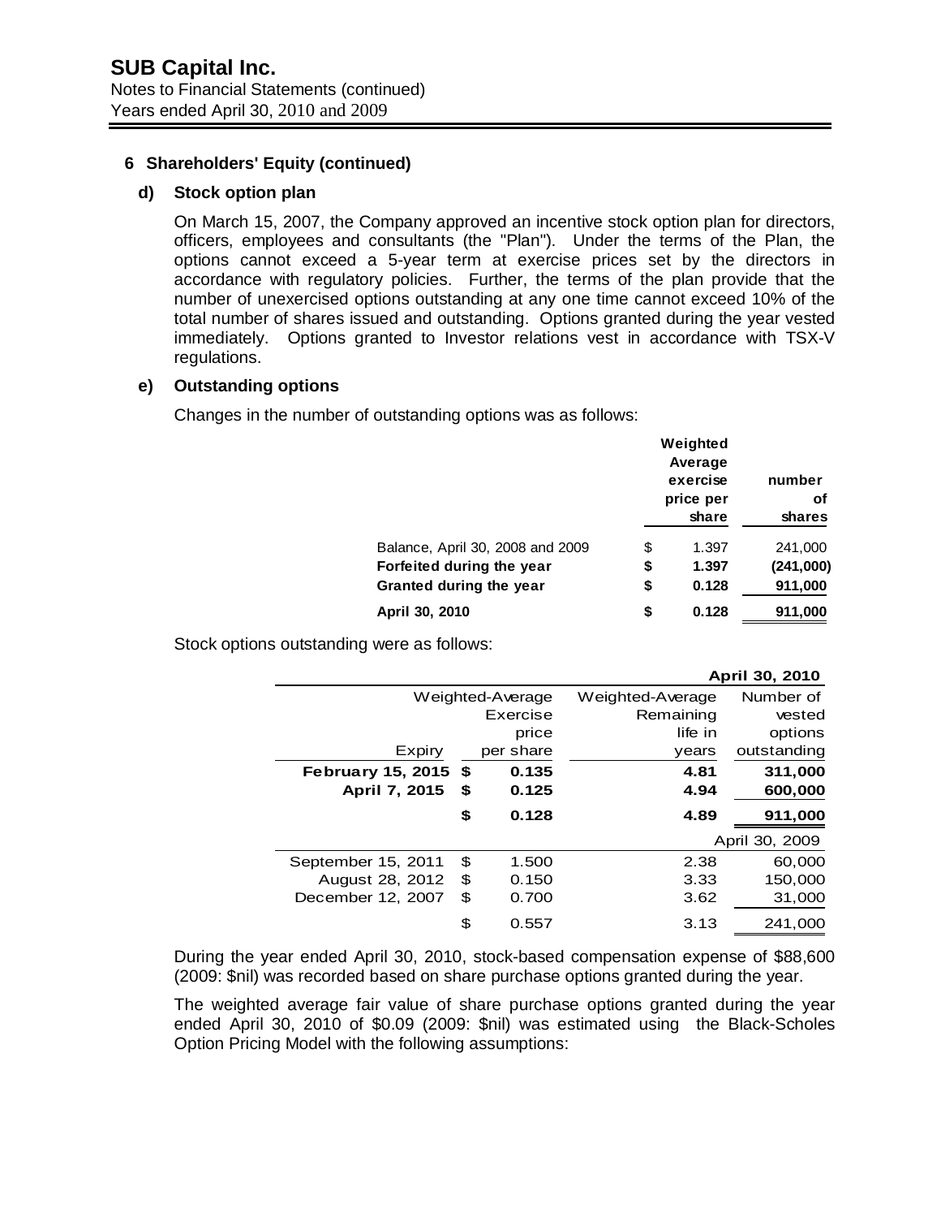## 6 Shareholders' Equity (continued)

### d) Stock option plan

On March 15, 2007, the Company approved an incentive stock option plan for directors, officers, employees and consultants (the "Plan"). Under the terms of the Plan, the options cannot exceed a 5-year term at exercise prices set by the directors in accordance with regulatory policies. Further, the terms of the plan provide that the number of unexercised options outstanding at any one time cannot exceed 10% of the total number of shares issued and outstanding. Options granted during the year vested immediately. Options granted to Investor relations vest in accordance with TSX-V regulations.

### e) Outstanding options

Changes in the number of outstanding options was as follows:

| | Weighted Average exercise price per share | number of shares |
|---|---|---|
| Balance, April 30, 2008 and 2009 | $ 1.397 | 241,000 |
| **Forfeited during the year** | **$ 1.397** | **(241,000)** |
| **Granted during the year** | **$ 0.128** | **911,000** |
| **April 30, 2010** | **$ 0.128** | **911,000** |

Stock options outstanding were as follows:

| Expiry | Weighted-Average Exercise price per share | Weighted-Average Remaining life in years | Number of vested options outstanding |
|---|---|---|---|
| | | | **April 30, 2010** |
| **February 15, 2015** | **$ 0.135** | **4.81** | **311,000** |
| **April 7, 2015** | **$ 0.125** | **4.94** | **600,000** |
| | **$ 0.128** | **4.89** | **911,000** |
| | | | April 30, 2009 |
| September 15, 2011 | $ 1.500 | 2.38 | 60,000 |
| August 28, 2012 | $ 0.150 | 3.33 | 150,000 |
| December 12, 2007 | $ 0.700 | 3.62 | 31,000 |
| | $ 0.557 | 3.13 | 241,000 |

During the year ended April 30, 2010, stock-based compensation expense of $88,600 (2009: $nil) was recorded based on share purchase options granted during the year.

The weighted average fair value of share purchase options granted during the year ended April 30, 2010 of $0.09 (2009: $nil) was estimated using the Black-Scholes Option Pricing Model with the following assumptions: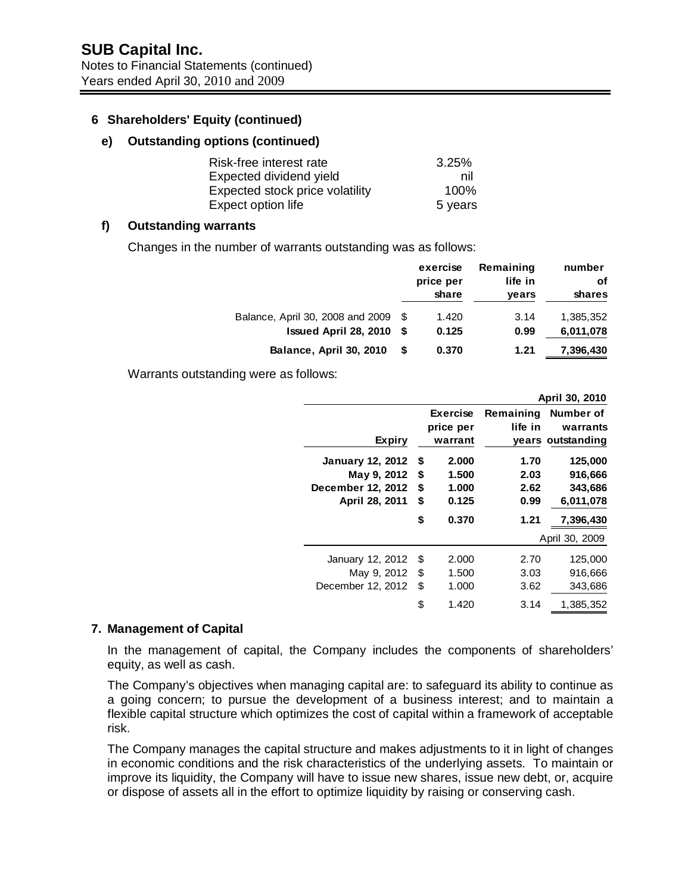## 6 Shareholders' Equity (continued)

### e) Outstanding options (continued)

| | |
|---|---|
| Risk-free interest rate | 3.25% |
| Expected dividend yield | nil |
| Expected stock price volatility | 100% |
| Expect option life | 5 years |

### f) Outstanding warrants

Changes in the number of warrants outstanding was as follows:

| | exercise price per share | Remaining life in years | number of shares |
|---|---|---|---|
| Balance, April 30, 2008 and 2009 | $ 1.420 | 3.14 | 1,385,352 |
| **Issued April 28, 2010** | **$ 0.125** | **0.99** | **6,011,078** |
| **Balance, April 30, 2010** | **$ 0.370** | **1.21** | **7,396,430** |

Warrants outstanding were as follows:

| **Expiry** | **Exercise price per warrant** | **Remaining life in years** | **Number of warrants outstanding** |
|---|---|---|---|
| | | | **April 30, 2010** |
| **January 12, 2012** | **$ 2.000** | **1.70** | **125,000** |
| **May 9, 2012** | **$ 1.500** | **2.03** | **916,666** |
| **December 12, 2012** | **$ 1.000** | **2.62** | **343,686** |
| **April 28, 2011** | **$ 0.125** | **0.99** | **6,011,078** |
| | **$ 0.370** | **1.21** | **7,396,430** |
| | | | April 30, 2009 |
| January 12, 2012 | $ 2.000 | 2.70 | 125,000 |
| May 9, 2012 | $ 1.500 | 3.03 | 916,666 |
| December 12, 2012 | $ 1.000 | 3.62 | 343,686 |
| | $ 1.420 | 3.14 | 1,385,352 |

## 7. Management of Capital

In the management of capital, the Company includes the components of shareholders' equity, as well as cash.

The Company's objectives when managing capital are: to safeguard its ability to continue as a going concern; to pursue the development of a business interest; and to maintain a flexible capital structure which optimizes the cost of capital within a framework of acceptable risk.

The Company manages the capital structure and makes adjustments to it in light of changes in economic conditions and the risk characteristics of the underlying assets. To maintain or improve its liquidity, the Company will have to issue new shares, issue new debt, or, acquire or dispose of assets all in the effort to optimize liquidity by raising or conserving cash.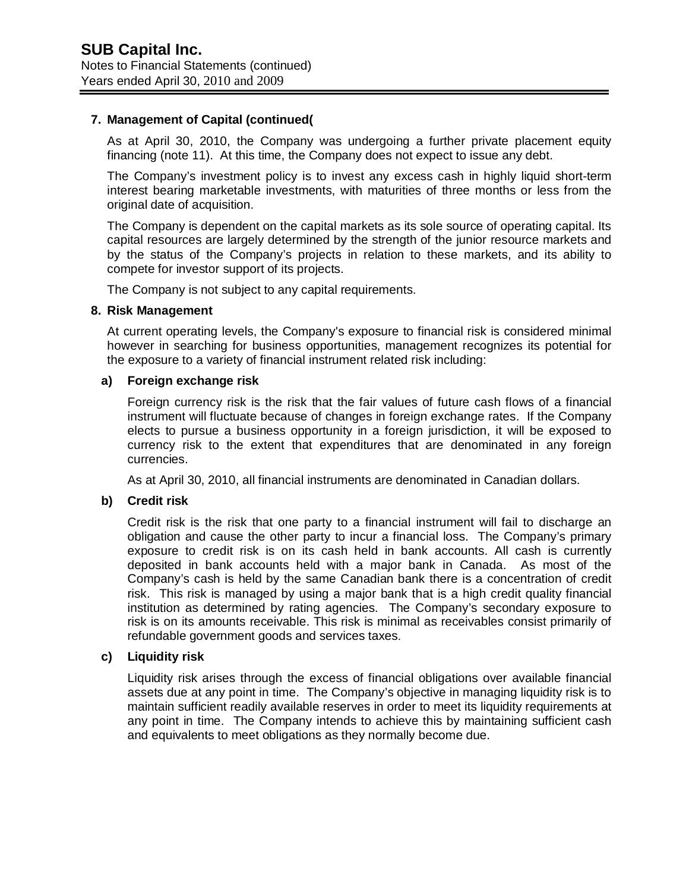## 7. Management of Capital (continued(

As at April 30, 2010, the Company was undergoing a further private placement equity financing (note 11). At this time, the Company does not expect to issue any debt.

The Company's investment policy is to invest any excess cash in highly liquid short-term interest bearing marketable investments, with maturities of three months or less from the original date of acquisition.

The Company is dependent on the capital markets as its sole source of operating capital. Its capital resources are largely determined by the strength of the junior resource markets and by the status of the Company's projects in relation to these markets, and its ability to compete for investor support of its projects.

The Company is not subject to any capital requirements.

## 8. Risk Management

At current operating levels, the Company's exposure to financial risk is considered minimal however in searching for business opportunities, management recognizes its potential for the exposure to a variety of financial instrument related risk including:

### a) Foreign exchange risk

Foreign currency risk is the risk that the fair values of future cash flows of a financial instrument will fluctuate because of changes in foreign exchange rates. If the Company elects to pursue a business opportunity in a foreign jurisdiction, it will be exposed to currency risk to the extent that expenditures that are denominated in any foreign currencies.

As at April 30, 2010, all financial instruments are denominated in Canadian dollars.

### b) Credit risk

Credit risk is the risk that one party to a financial instrument will fail to discharge an obligation and cause the other party to incur a financial loss. The Company's primary exposure to credit risk is on its cash held in bank accounts. All cash is currently deposited in bank accounts held with a major bank in Canada. As most of the Company's cash is held by the same Canadian bank there is a concentration of credit risk. This risk is managed by using a major bank that is a high credit quality financial institution as determined by rating agencies. The Company's secondary exposure to risk is on its amounts receivable. This risk is minimal as receivables consist primarily of refundable government goods and services taxes.

### c) Liquidity risk

Liquidity risk arises through the excess of financial obligations over available financial assets due at any point in time. The Company's objective in managing liquidity risk is to maintain sufficient readily available reserves in order to meet its liquidity requirements at any point in time. The Company intends to achieve this by maintaining sufficient cash and equivalents to meet obligations as they normally become due.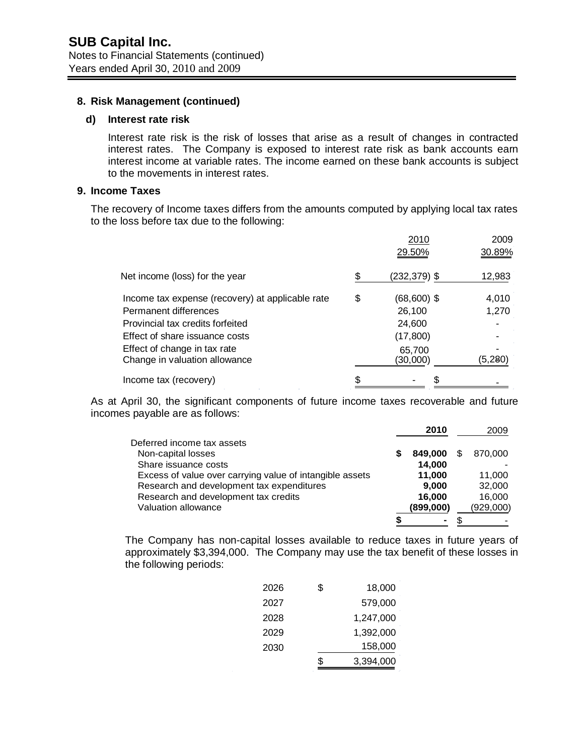## 8. Risk Management (continued)

### d) Interest rate risk

Interest rate risk is the risk of losses that arise as a result of changes in contracted interest rates. The Company is exposed to interest rate risk as bank accounts earn interest income at variable rates. The income earned on these bank accounts is subject to the movements in interest rates.

## 9. Income Taxes

The recovery of Income taxes differs from the amounts computed by applying local tax rates to the loss before tax due to the following:

| | 2010 | 2009 |
|---|---|---|
| | 29.50% | 30.89% |
| Net income (loss) for the year | $ (232,379) | $ 12,983 |
| Income tax expense (recovery) at applicable rate | $ (68,600) | $ 4,010 |
| Permanent differences | 26,100 | 1,270 |
| Provincial tax credits forfeited | 24,600 | - |
| Effect of share issuance costs | (17,800) | - |
| Effect of change in tax rate | 65,700 | - |
| Change in valuation allowance | (30,000) | (5,280) |
| Income tax (recovery) | $ - | $ - |

As at April 30, the significant components of future income taxes recoverable and future incomes payable are as follows:

| | **2010** | 2009 |
|---|---|---|
| Deferred income tax assets | | |
| Non-capital losses | **$ 849,000** | $ 870,000 |
| Share issuance costs | **14,000** | - |
| Excess of value over carrying value of intangible assets | **11,000** | 11,000 |
| Research and development tax expenditures | **9,000** | 32,000 |
| Research and development tax credits | **16,000** | 16,000 |
| Valuation allowance | **(899,000)** | (929,000) |
| | **$ -** | $ - |

The Company has non-capital losses available to reduce taxes in future years of approximately $3,394,000. The Company may use the tax benefit of these losses in the following periods:

| | |
|---|---|
| 2026 | $ 18,000 |
| 2027 | 579,000 |
| 2028 | 1,247,000 |
| 2029 | 1,392,000 |
| 2030 | 158,000 |
| | $ 3,394,000 |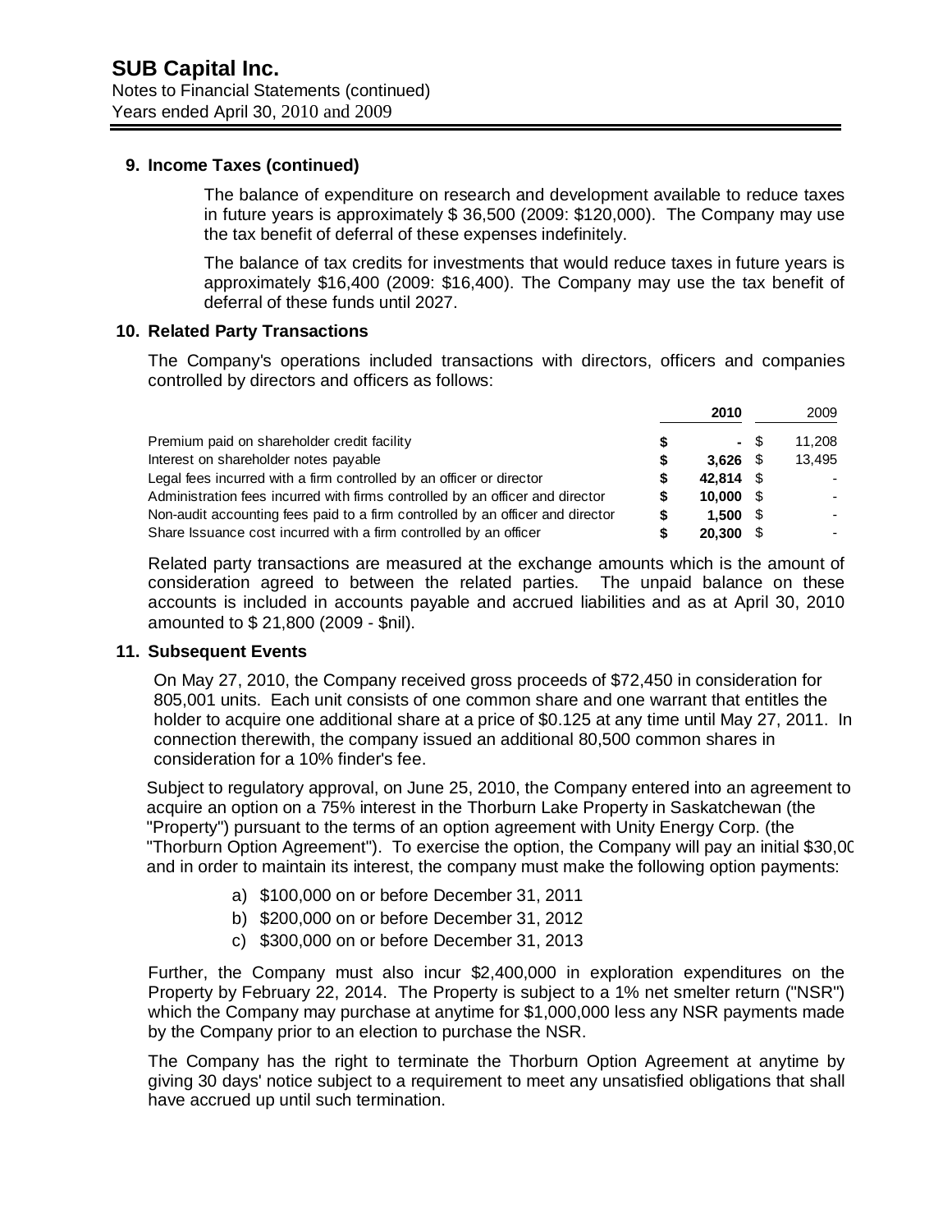## 9. Income Taxes (continued)

The balance of expenditure on research and development available to reduce taxes in future years is approximately $ 36,500 (2009: $120,000). The Company may use the tax benefit of deferral of these expenses indefinitely.

The balance of tax credits for investments that would reduce taxes in future years is approximately $16,400 (2009: $16,400). The Company may use the tax benefit of deferral of these funds until 2027.

## 10. Related Party Transactions

The Company's operations included transactions with directors, officers and companies controlled by directors and officers as follows:

| | 2010 | 2009 |
|---|---|---|
| Premium paid on shareholder credit facility | $ - | $ 11,208 |
| Interest on shareholder notes payable | $ 3,626 | $ 13,495 |
| Legal fees incurred with a firm controlled by an officer or director | $ 42,814 | $ - |
| Administration fees incurred with firms controlled by an officer and director | $ 10,000 | $ - |
| Non-audit accounting fees paid to a firm controlled by an officer and director | $ 1,500 | $ - |
| Share Issuance cost incurred with a firm controlled by an officer | $ 20,300 | $ - |

Related party transactions are measured at the exchange amounts which is the amount of consideration agreed to between the related parties. The unpaid balance on these accounts is included in accounts payable and accrued liabilities and as at April 30, 2010 amounted to $ 21,800 (2009 - $nil).

## 11. Subsequent Events

On May 27, 2010, the Company received gross proceeds of $72,450 in consideration for 805,001 units. Each unit consists of one common share and one warrant that entitles the holder to acquire one additional share at a price of $0.125 at any time until May 27, 2011. In connection therewith, the company issued an additional 80,500 common shares in consideration for a 10% finder's fee.

Subject to regulatory approval, on June 25, 2010, the Company entered into an agreement to acquire an option on a 75% interest in the Thorburn Lake Property in Saskatchewan (the "Property") pursuant to the terms of an option agreement with Unity Energy Corp. (the "Thorburn Option Agreement"). To exercise the option, the Company will pay an initial $30,00 and in order to maintain its interest, the company must make the following option payments:

a) $100,000 on or before December 31, 2011
b) $200,000 on or before December 31, 2012
c) $300,000 on or before December 31, 2013

Further, the Company must also incur $2,400,000 in exploration expenditures on the Property by February 22, 2014. The Property is subject to a 1% net smelter return ("NSR") which the Company may purchase at anytime for $1,000,000 less any NSR payments made by the Company prior to an election to purchase the NSR.

The Company has the right to terminate the Thorburn Option Agreement at anytime by giving 30 days' notice subject to a requirement to meet any unsatisfied obligations that shall have accrued up until such termination.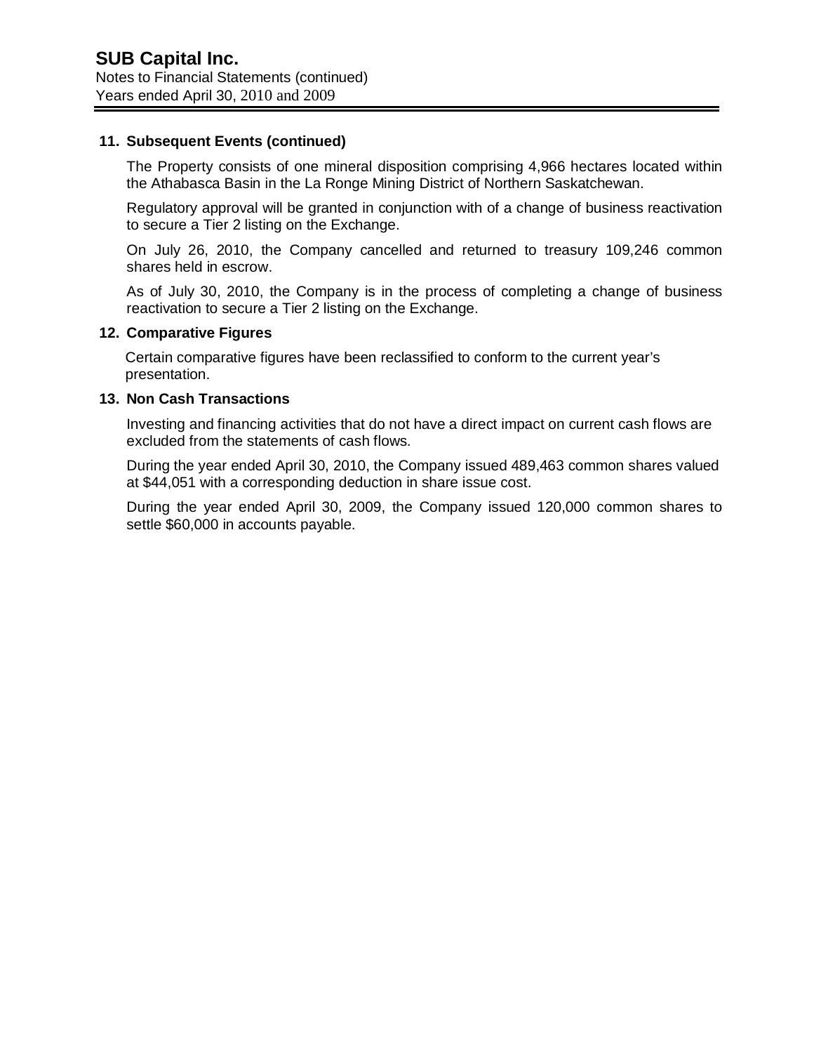## 11. Subsequent Events (continued)

The Property consists of one mineral disposition comprising 4,966 hectares located within the Athabasca Basin in the La Ronge Mining District of Northern Saskatchewan.

Regulatory approval will be granted in conjunction with of a change of business reactivation to secure a Tier 2 listing on the Exchange.

On July 26, 2010, the Company cancelled and returned to treasury 109,246 common shares held in escrow.

As of July 30, 2010, the Company is in the process of completing a change of business reactivation to secure a Tier 2 listing on the Exchange.

## 12. Comparative Figures

Certain comparative figures have been reclassified to conform to the current year's presentation.

## 13. Non Cash Transactions

Investing and financing activities that do not have a direct impact on current cash flows are excluded from the statements of cash flows.

During the year ended April 30, 2010, the Company issued 489,463 common shares valued at $44,051 with a corresponding deduction in share issue cost.

During the year ended April 30, 2009, the Company issued 120,000 common shares to settle $60,000 in accounts payable.